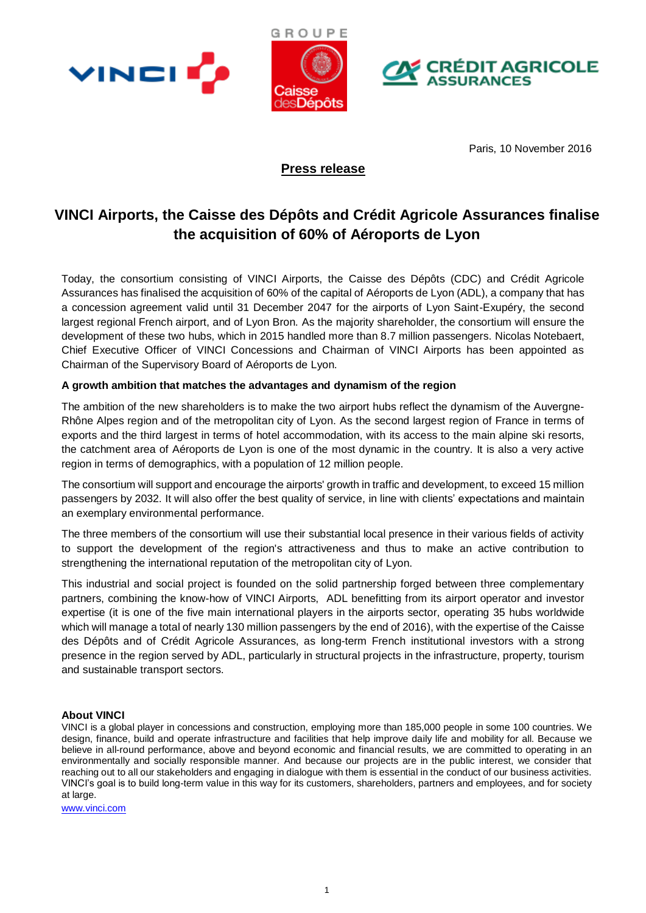Paris, 10 November 2016

**Press release**

# VINCI Airports, the Caisse des Dépôts and Crédit Agricole Assurances finalise the acquisition of 60% of Aéroports de Lyon

Today, the consortium consisting of VINCI Airports, the Caisse des Dépôts (CDC) and Crédit Agricole Assurances has finalised the acquisition of 60% of the capital of Aéroports de Lyon (ADL), a company that has a concession agreement valid until 31 December 2047 for the airports of Lyon Saint-Exupéry, the second largest regional French airport, and of Lyon Bron. As the majority shareholder, the consortium will ensure the development of these two hubs, which in 2015 handled more than 8.7 million passengers. Nicolas Notebaert, Chief Executive Officer of VINCI Concessions and Chairman of VINCI Airports has been appointed as Chairman of the Supervisory Board of Aéroports de Lyon.

**A growth ambition that matches the advantages and dynamism of the region**

The ambition of the new shareholders is to make the two airport hubs reflect the dynamism of the Auvergne-Rhône Alpes region and of the metropolitan city of Lyon. As the second largest region of France in terms of exports and the third largest in terms of hotel accommodation, with its access to the main alpine ski resorts, the catchment area of Aéroports de Lyon is one of the most dynamic in the country. It is also a very active region in terms of demographics, with a population of 12 million people.

The consortium will support and encourage the airports' growth in traffic and development, to exceed 15 million passengers by 2032. It will also offer the best quality of service, in line with clients' expectations and maintain an exemplary environmental performance.

The three members of the consortium will use their substantial local presence in their various fields of activity to support the development of the region's attractiveness and thus to make an active contribution to strengthening the international reputation of the metropolitan city of Lyon.

This industrial and social project is founded on the solid partnership forged between three complementary partners, combining the know-how of VINCI Airports, ADL benefitting from its airport operator and investor expertise (it is one of the five main international players in the airports sector, operating 35 hubs worldwide which will manage a total of nearly 130 million passengers by the end of 2016), with the expertise of the Caisse des Dépôts and of Crédit Agricole Assurances, as long-term French institutional investors with a strong presence in the region served by ADL, particularly in structural projects in the infrastructure, property, tourism and sustainable transport sectors.

**About VINCI**

VINCI is a global player in concessions and construction, employing more than 185,000 people in some 100 countries. We design, finance, build and operate infrastructure and facilities that help improve daily life and mobility for all. Because we believe in all-round performance, above and beyond economic and financial results, we are committed to operating in an environmentally and socially responsible manner. And because our projects are in the public interest, we consider that reaching out to all our stakeholders and engaging in dialogue with them is essential in the conduct of our business activities. VINCI's goal is to build long-term value in this way for its customers, shareholders, partners and employees, and for society at large.

www.vinci.com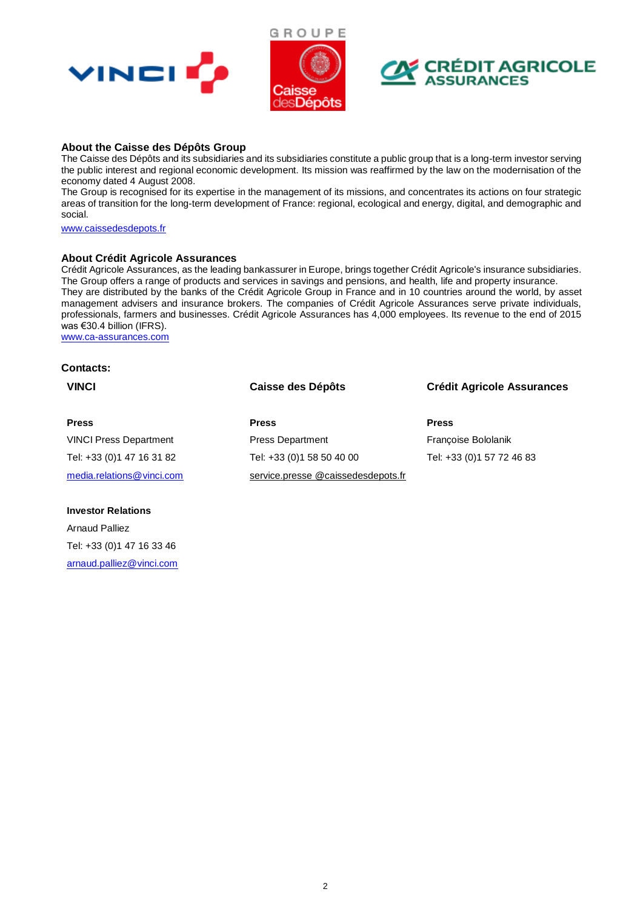### About the Caisse des Dépôts Group

The Caisse des Dépôts and its subsidiaries constitute a public group that is a long-term investor serving the public interest and regional economic development. Its mission was reaffirmed by the law on the modernisation of the economy dated 4 August 2008.
The Group is recognised for its expertise in the management of its missions, and concentrates its actions on four strategic areas of transition for the long-term development of France: regional, ecological and energy, digital, and demographic and social.
www.caissedesdepots.fr

### About Crédit Agricole Assurances

Crédit Agricole Assurances, as the leading bankassurer in Europe, brings together Crédit Agricole's insurance subsidiaries. The Group offers a range of products and services in savings and pensions, and health, life and property insurance. They are distributed by the banks of the Crédit Agricole Group in France and in 10 countries around the world, by asset management advisers and insurance brokers. The companies of Crédit Agricole Assurances serve private individuals, professionals, farmers and businesses. Crédit Agricole Assurances has 4,000 employees. Its revenue to the end of 2015 was €30.4 billion (IFRS).
www.ca-assurances.com

### Contacts:

| VINCI | Caisse des Dépôts | Crédit Agricole Assurances |
|---|---|---|
| **Press** | **Press** | **Press** |
| VINCI Press Department | Press Department | Françoise Bololanik |
| Tel: +33 (0)1 47 16 31 82 | Tel: +33 (0)1 58 50 40 00 | Tel: +33 (0)1 57 72 46 83 |
| media.relations@vinci.com | service.presse @caissedesdepots.fr | |
| **Investor Relations** | | |
| Arnaud Palliez | | |
| Tel: +33 (0)1 47 16 33 46 | | |
| arnaud.palliez@vinci.com | | |